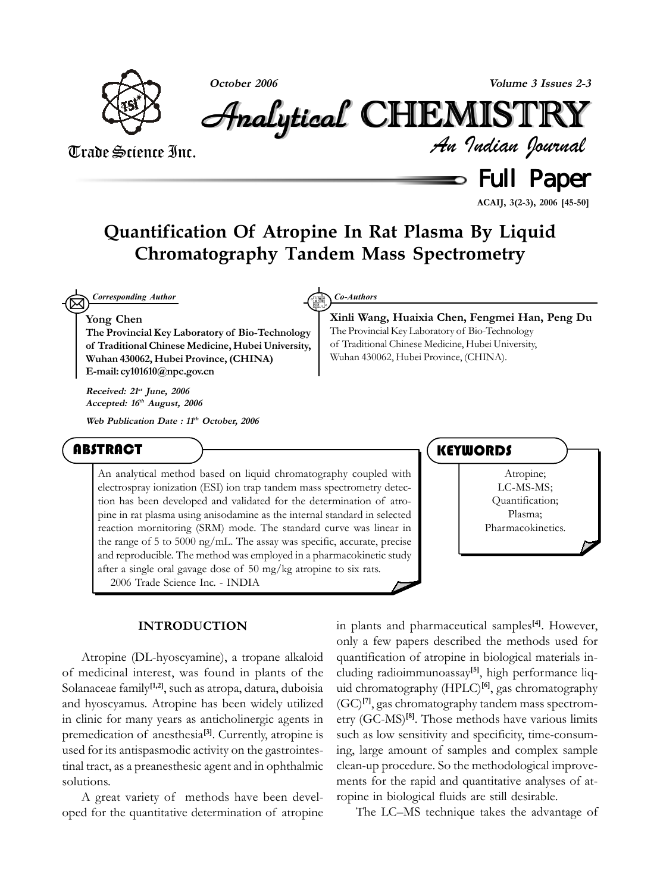# Quantification Of Atropine In Rat Plasma By Liquid Chromatography Tandem Mass Spectrometry

*Corresponding Author*

**Yong Chen**
**The Provincial Key Laboratory of Bio-Technology of Traditional Chinese Medicine, Hubei University, Wuhan 430062, Hubei Province, (CHINA)**
**E-mail: cy101610@npc.gov.cn**

*Co-Authors*

**Xinli Wang, Huaixia Chen, Fengmei Han, Peng Du**
The Provincial Key Laboratory of Bio-Technology of Traditional Chinese Medicine, Hubei University, Wuhan 430062, Hubei Province, (CHINA).

*Received: 21st June, 2006*
*Accepted: 16th August, 2006*

*Web Publication Date : 11th October, 2006*

## ABSTRACT

An analytical method based on liquid chromatography coupled with electrospray ionization (ESI) ion trap tandem mass spectrometry detection has been developed and validated for the determination of atropine in rat plasma using anisodamine as the internal standard in selected reaction mornitoring (SRM) mode. The standard curve was linear in the range of 5 to 5000 ng/mL. The assay was specific, accurate, precise and reproducible. The method was employed in a pharmacokinetic study after a single oral gavage dose of 50 mg/kg atropine to six rats.

2006 Trade Science Inc. - INDIA

## KEYWORDS

Atropine;
LC-MS-MS;
Quantification;
Plasma;
Pharmacokinetics.

## INTRODUCTION

Atropine (DL-hyoscyamine), a tropane alkaloid of medicinal interest, was found in plants of the Solanaceae family[1,2], such as atropa, datura, duboisia and hyoscyamus. Atropine has been widely utilized in clinic for many years as anticholinergic agents in premedication of anesthesia[3]. Currently, atropine is used for its antispasmodic activity on the gastrointestinal tract, as a preanesthesic agent and in ophthalmic solutions.

A great variety of methods have been developed for the quantitative determination of atropine in plants and pharmaceutical samples[4]. However, only a few papers described the methods used for quantification of atropine in biological materials including radioimmunoassay[5], high performance liquid chromatography (HPLC)[6], gas chromatography (GC)[7], gas chromatography tandem mass spectrometry (GC-MS)[8]. Those methods have various limits such as low sensitivity and specificity, time-consuming, large amount of samples and complex sample clean-up procedure. So the methodological improvements for the rapid and quantitative analyses of atropine in biological fluids are still desirable.

The LC–MS technique takes the advantage of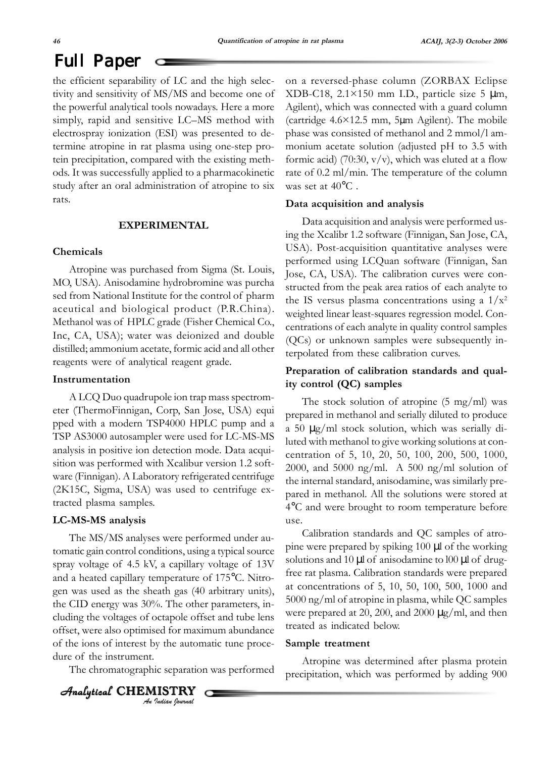the efficient separability of LC and the high selectivity and sensitivity of MS/MS and become one of the powerful analytical tools nowadays. Here a more simply, rapid and sensitive LC–MS method with electrospray ionization (ESI) was presented to determine atropine in rat plasma using one-step protein precipitation, compared with the existing methods. It was successfully applied to a pharmacokinetic study after an oral administration of atropine to six rats.

## EXPERIMENTAL

### Chemicals

Atropine was purchased from Sigma (St. Louis, MO, USA). Anisodamine hydrobromine was purchased from National Institute for the control of pharmaceutical and biological product (P.R.China). Methanol was of HPLC grade (Fisher Chemical Co., Inc, CA, USA); water was deionized and double distilled; ammonium acetate, formic acid and all other reagents were of analytical reagent grade.

### Instrumentation

A LCQ Duo quadrupole ion trap mass spectrometer (ThermoFinnigan, Corp, San Jose, USA) equipped with a modern TSP4000 HPLC pump and a TSP AS3000 autosampler were used for LC-MS-MS analysis in positive ion detection mode. Data acquisition was performed with Xcalibur version 1.2 software (Finnigan). A Laboratory refrigerated centrifuge (2K15C, Sigma, USA) was used to centrifuge extracted plasma samples.

### LC-MS-MS analysis

The MS/MS analyses were performed under automatic gain control conditions, using a typical source spray voltage of 4.5 kV, a capillary voltage of 13V and a heated capillary temperature of 175°C. Nitrogen was used as the sheath gas (40 arbitrary units), the CID energy was 30%. The other parameters, including the voltages of octapole offset and tube lens offset, were also optimised for maximum abundance of the ions of interest by the automatic tune procedure of the instrument.

The chromatographic separation was performed on a reversed-phase column (ZORBAX Eclipse XDB-C18, 2.1×150 mm I.D., particle size 5 μm, Agilent), which was connected with a guard column (cartridge 4.6×12.5 mm, 5μm Agilent). The mobile phase was consisted of methanol and 2 mmol/l ammonium acetate solution (adjusted pH to 3.5 with formic acid) (70:30, v/v), which was eluted at a flow rate of 0.2 ml/min. The temperature of the column was set at 40°C .

### Data acquisition and analysis

Data acquisition and analysis were performed using the Xcalibr 1.2 software (Finnigan, San Jose, CA, USA). Post-acquisition quantitative analyses were performed using LCQuan software (Finnigan, San Jose, CA, USA). The calibration curves were constructed from the peak area ratios of each analyte to the IS versus plasma concentrations using a $1/x^2$ weighted linear least-squares regression model. Concentrations of each analyte in quality control samples (QCs) or unknown samples were subsequently interpolated from these calibration curves.

### Preparation of calibration standards and quality control (QC) samples

The stock solution of atropine (5 mg/ml) was prepared in methanol and serially diluted to produce a 50 μg/ml stock solution, which was serially diluted with methanol to give working solutions at concentration of 5, 10, 20, 50, 100, 200, 500, 1000, 2000, and 5000 ng/ml. A 500 ng/ml solution of the internal standard, anisodamine, was similarly prepared in methanol. All the solutions were stored at 4°C and were brought to room temperature before use.

Calibration standards and QC samples of atropine were prepared by spiking 100 μl of the working solutions and 10 μl of anisodamine to l00 μl of drug-free rat plasma. Calibration standards were prepared at concentrations of 5, 10, 50, 100, 500, 1000 and 5000 ng/ml of atropine in plasma, while QC samples were prepared at 20, 200, and 2000 μg/ml, and then treated as indicated below.

### Sample treatment

Atropine was determined after plasma protein precipitation, which was performed by adding 900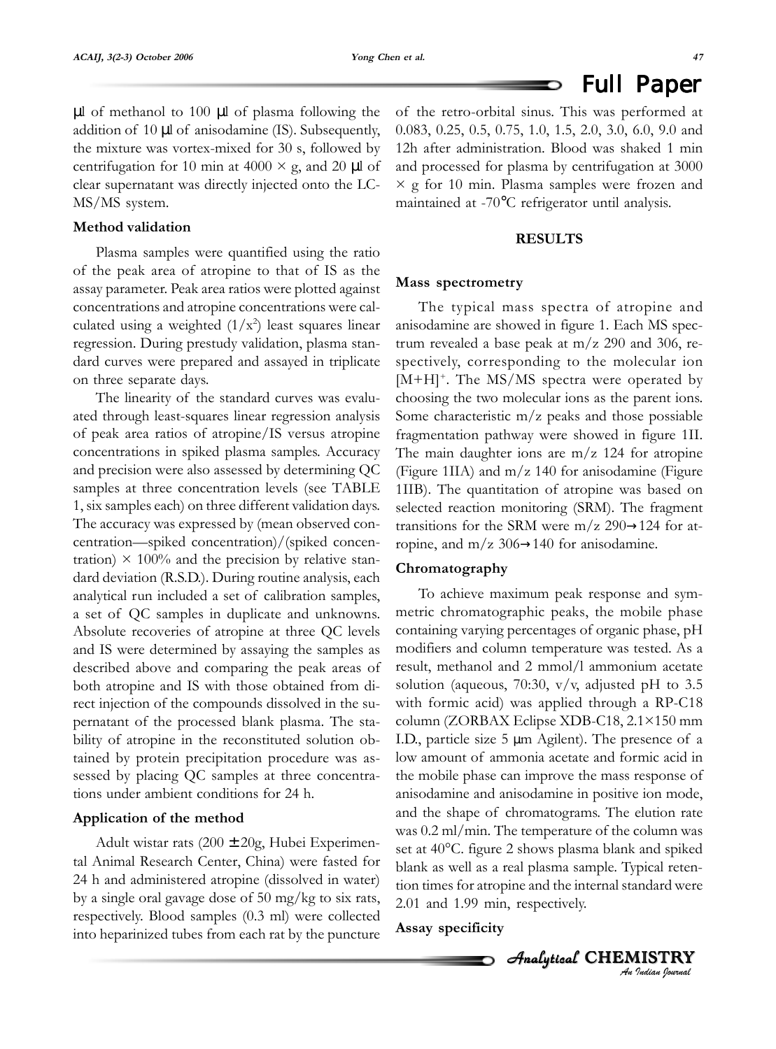μl of methanol to 100 μl of plasma following the addition of 10 μl of anisodamine (IS). Subsequently, the mixture was vortex-mixed for 30 s, followed by centrifugation for 10 min at 4000 × g, and 20 μl of clear supernatant was directly injected onto the LC-MS/MS system.

**Method validation**

Plasma samples were quantified using the ratio of the peak area of atropine to that of IS as the assay parameter. Peak area ratios were plotted against concentrations and atropine concentrations were calculated using a weighted ($1/x^2$) least squares linear regression. During prestudy validation, plasma standard curves were prepared and assayed in triplicate on three separate days.

The linearity of the standard curves was evaluated through least-squares linear regression analysis of peak area ratios of atropine/IS versus atropine concentrations in spiked plasma samples. Accuracy and precision were also assessed by determining QC samples at three concentration levels (see TABLE 1, six samples each) on three different validation days. The accuracy was expressed by (mean observed concentration—spiked concentration)/(spiked concentration) × 100% and the precision by relative standard deviation (R.S.D.). During routine analysis, each analytical run included a set of calibration samples, a set of QC samples in duplicate and unknowns. Absolute recoveries of atropine at three QC levels and IS were determined by assaying the samples as described above and comparing the peak areas of both atropine and IS with those obtained from direct injection of the compounds dissolved in the supernatant of the processed blank plasma. The stability of atropine in the reconstituted solution obtained by protein precipitation procedure was assessed by placing QC samples at three concentrations under ambient conditions for 24 h.

**Application of the method**

Adult wistar rats (200 ± 20g, Hubei Experimental Animal Research Center, China) were fasted for 24 h and administered atropine (dissolved in water) by a single oral gavage dose of 50 mg/kg to six rats, respectively. Blood samples (0.3 ml) were collected into heparinized tubes from each rat by the puncture of the retro-orbital sinus. This was performed at 0.083, 0.25, 0.5, 0.75, 1.0, 1.5, 2.0, 3.0, 6.0, 9.0 and 12h after administration. Blood was shaked 1 min and processed for plasma by centrifugation at 3000 × g for 10 min. Plasma samples were frozen and maintained at -70°C refrigerator until analysis.

## RESULTS

**Mass spectrometry**

The typical mass spectra of atropine and anisodamine are showed in figure 1. Each MS spectrum revealed a base peak at m/z 290 and 306, respectively, corresponding to the molecular ion $[M+H]^+$. The MS/MS spectra were operated by choosing the two molecular ions as the parent ions. Some characteristic m/z peaks and those possiable fragmentation pathway were showed in figure 1II. The main daughter ions are m/z 124 for atropine (Figure 1IIA) and m/z 140 for anisodamine (Figure 1IIB). The quantitation of atropine was based on selected reaction monitoring (SRM). The fragment transitions for the SRM were m/z 290→124 for atropine, and m/z 306→140 for anisodamine.

**Chromatography**

To achieve maximum peak response and symmetric chromatographic peaks, the mobile phase containing varying percentages of organic phase, pH modifiers and column temperature was tested. As a result, methanol and 2 mmol/l ammonium acetate solution (aqueous, 70:30, v/v, adjusted pH to 3.5 with formic acid) was applied through a RP-C18 column (ZORBAX Eclipse XDB-C18, 2.1×150 mm I.D., particle size 5 μm Agilent). The presence of a low amount of ammonia acetate and formic acid in the mobile phase can improve the mass response of anisodamine and anisodamine in positive ion mode, and the shape of chromatograms. The elution rate was 0.2 ml/min. The temperature of the column was set at 40°C. figure 2 shows plasma blank and spiked blank as well as a real plasma sample. Typical retention times for atropine and the internal standard were 2.01 and 1.99 min, respectively.

**Assay specificity**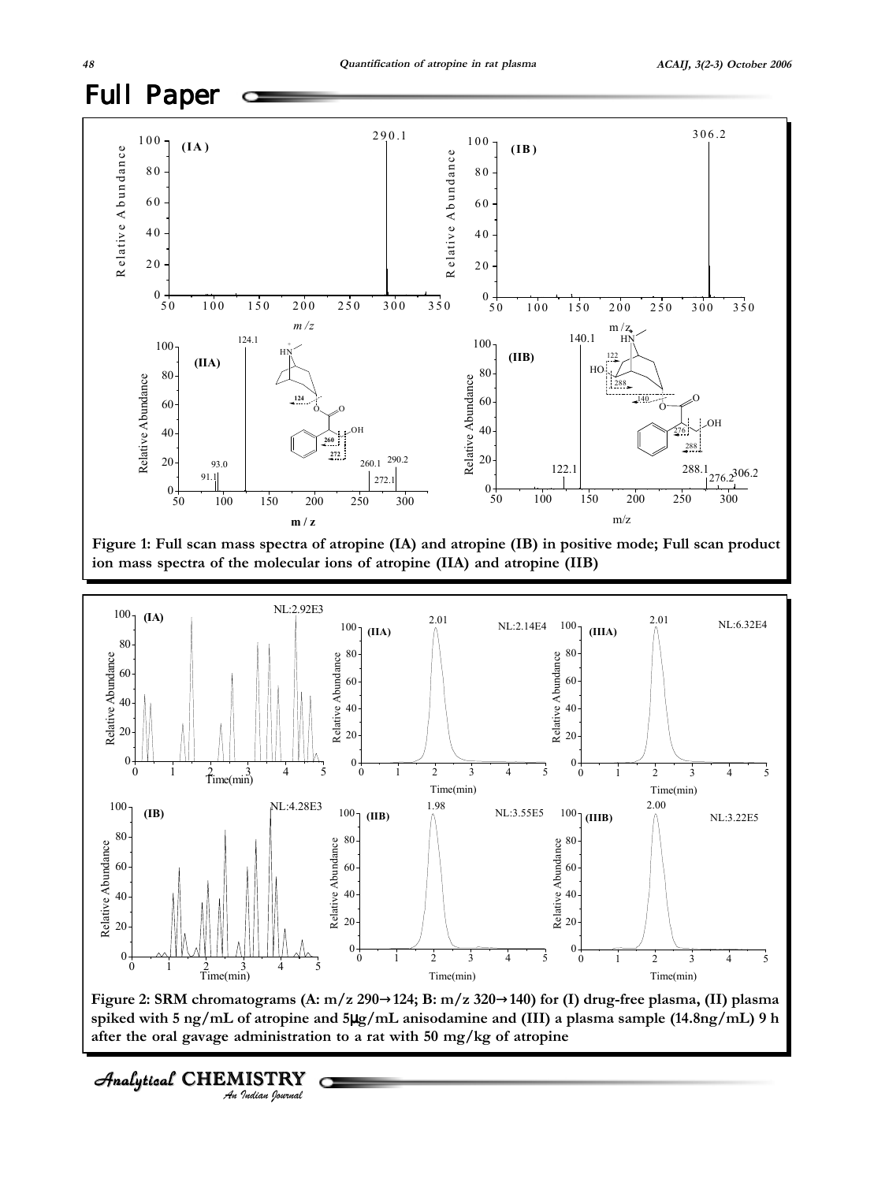## Full Paper

Figure 1: Full scan mass spectra of atropine (IA) and atropine (IB) in positive mode; Full scan product ion mass spectra of the molecular ions of atropine (IIA) and atropine (IIB)

Figure 2: SRM chromatograms (A: m/z 290→124; B: m/z 320→140) for (I) drug-free plasma, (II) plasma spiked with 5 ng/mL of atropine and 5μg/mL anisodamine and (III) a plasma sample (14.8ng/mL) 9 h after the oral gavage administration to a rat with 50 mg/kg of atropine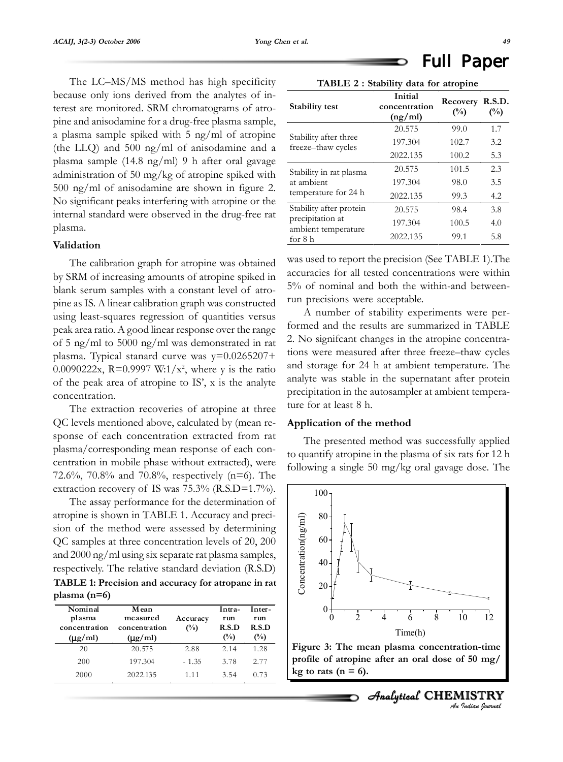The LC–MS/MS method has high specificity because only ions derived from the analytes of interest are monitored. SRM chromatograms of atropine and anisodamine for a drug-free plasma sample, a plasma sample spiked with 5 ng/ml of atropine (the LLQ) and 500 ng/ml of anisodamine and a plasma sample (14.8 ng/ml) 9 h after oral gavage administration of 50 mg/kg of atropine spiked with 500 ng/ml of anisodamine are shown in figure 2. No significant peaks interfering with atropine or the internal standard were observed in the drug-free rat plasma.

### Validation

The calibration graph for atropine was obtained by SRM of increasing amounts of atropine spiked in blank serum samples with a constant level of atropine as IS. A linear calibration graph was constructed using least-squares regression of quantities versus peak area ratio. A good linear response over the range of 5 ng/ml to 5000 ng/ml was demonstrated in rat plasma. Typical stanard curve was $y=0.0265207+0.0090222x$, $R=0.9997$ $W:1/x^2$, where y is the ratio of the peak area of atropine to IS', x is the analyte concentration.

The extraction recoveries of atropine at three QC levels mentioned above, calculated by (mean response of each concentration extracted from rat plasma/corresponding mean response of each concentration in mobile phase without extracted), were 72.6%, 70.8% and 70.8%, respectively (n=6). The extraction recovery of IS was 75.3% (R.S.D=1.7%).

The assay performance for the determination of atropine is shown in TABLE 1. Accuracy and precision of the method were assessed by determining QC samples at three concentration levels of 20, 200 and 2000 ng/ml using six separate rat plasma samples, respectively. The relative standard deviation (R.S.D) was used to report the precision (See TABLE 1).The accuracies for all tested concentrations were within 5% of nominal and both the within-and between-run precisions were acceptable.

**TABLE 1: Precision and accuracy for atropane in rat plasma (n=6)**

| Nominal plasma concentration (μg/ml) | Mean measured concentration (μg/ml) | Accuracy (%) | Intra-run R.S.D (%) | Inter-run R.S.D (%) |
|---|---|---|---|---|
| 20 | 20.575 | 2.88 | 2.14 | 1.28 |
| 200 | 197.304 | - 1.35 | 3.78 | 2.77 |
| 2000 | 2022.135 | 1.11 | 3.54 | 0.73 |

**TABLE 2 : Stability data for atropine**

| Stability test | Initial concentration (ng/ml) | Recovery (%) | R.S.D. (%) |
|---|---|---|---|
| Stability after three freeze–thaw cycles | 20.575 | 99.0 | 1.7 |
| | 197.304 | 102.7 | 3.2 |
| | 2022.135 | 100.2 | 5.3 |
| Stability in rat plasma at ambient temperature for 24 h | 20.575 | 101.5 | 2.3 |
| | 197.304 | 98.0 | 3.5 |
| | 2022.135 | 99.3 | 4.2 |
| Stability after protein precipitation at ambient temperature for 8 h | 20.575 | 98.4 | 3.8 |
| | 197.304 | 100.5 | 4.0 |
| | 2022.135 | 99.1 | 5.8 |

A number of stability experiments were performed and the results are summarized in TABLE 2. No signifcant changes in the atropine concentrations were measured after three freeze–thaw cycles and storage for 24 h at ambient temperature. The analyte was stable in the supernatant after protein precipitation in the autosampler at ambient temperature for at least 8 h.

### Application of the method

The presented method was successfully applied to quantify atropine in the plasma of six rats for 12 h following a single 50 mg/kg oral gavage dose. The

**Figure 3: The mean plasma concentration-time profile of atropine after an oral dose of 50 mg/kg to rats (n = 6).**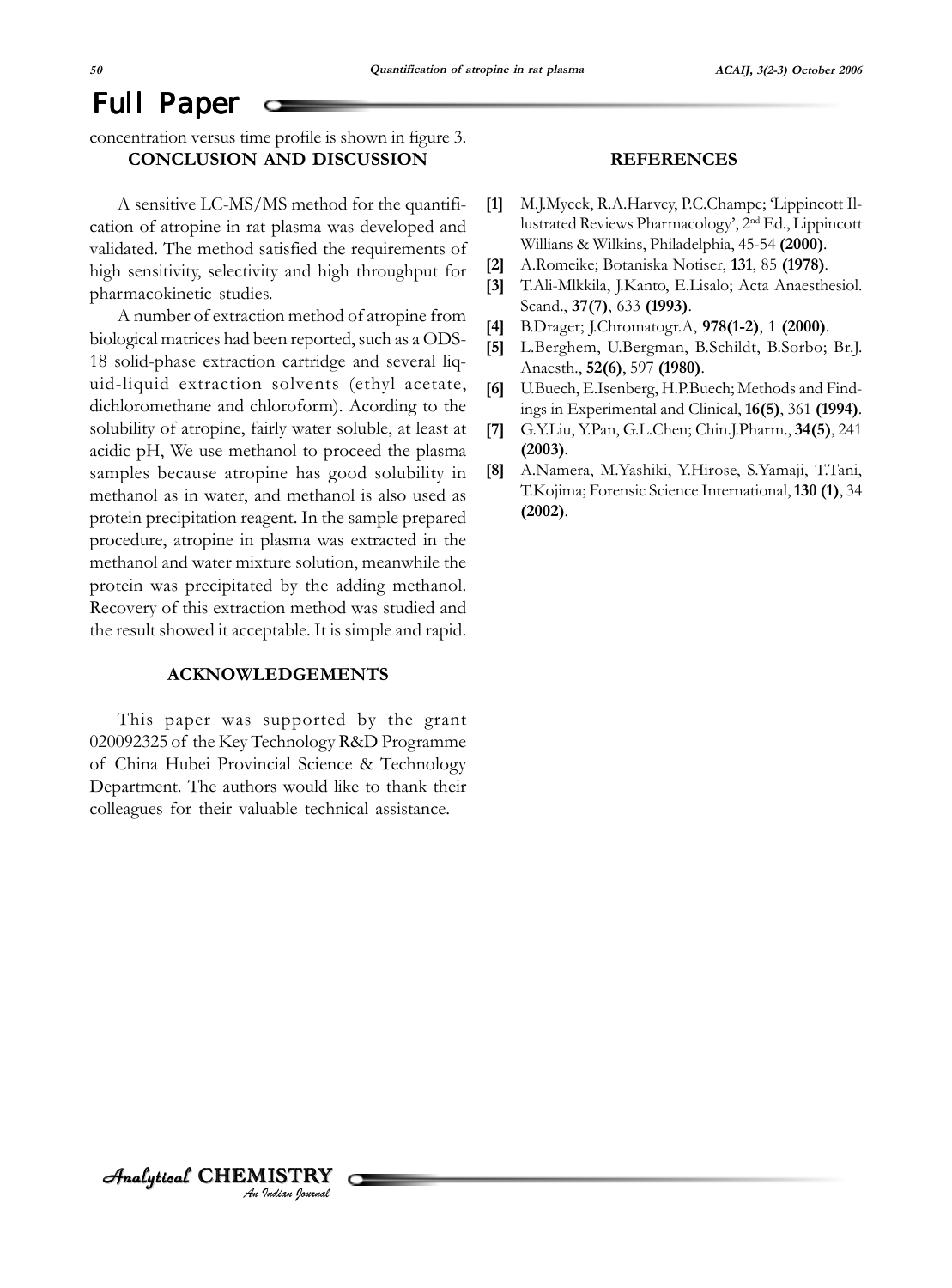concentration versus time profile is shown in figure 3.

## CONCLUSION AND DISCUSSION

A sensitive LC-MS/MS method for the quantification of atropine in rat plasma was developed and validated. The method satisfied the requirements of high sensitivity, selectivity and high throughput for pharmacokinetic studies.

A number of extraction method of atropine from biological matrices had been reported, such as a ODS-18 solid-phase extraction cartridge and several liquid-liquid extraction solvents (ethyl acetate, dichloromethane and chloroform). Acording to the solubility of atropine, fairly water soluble, at least at acidic pH, We use methanol to proceed the plasma samples because atropine has good solubility in methanol as in water, and methanol is also used as protein precipitation reagent. In the sample prepared procedure, atropine in plasma was extracted in the methanol and water mixture solution, meanwhile the protein was precipitated by the adding methanol. Recovery of this extraction method was studied and the result showed it acceptable. It is simple and rapid.

## ACKNOWLEDGEMENTS

This paper was supported by the grant 020092325 of the Key Technology R&D Programme of China Hubei Provincial Science & Technology Department. The authors would like to thank their colleagues for their valuable technical assistance.

## REFERENCES

**[1]** M.J.Mycek, R.A.Harvey, P.C.Champe; 'Lippincott Illustrated Reviews Pharmacology', 2nd Ed., Lippincott Willians & Wilkins, Philadelphia, 45-54 **(2000)**.

**[2]** A.Romeike; Botaniska Notiser, **131**, 85 **(1978)**.

**[3]** T.Ali-Mlkkila, J.Kanto, E.Lisalo; Acta Anaesthesiol. Scand., **37(7)**, 633 **(1993)**.

**[4]** B.Drager; J.Chromatogr.A, **978(1-2)**, 1 **(2000)**.

**[5]** L.Berghem, U.Bergman, B.Schildt, B.Sorbo; Br.J. Anaesth., **52(6)**, 597 **(1980)**.

**[6]** U.Buech, E.Isenberg, H.P.Buech; Methods and Findings in Experimental and Clinical, **16(5)**, 361 **(1994)**.

**[7]** G.Y.Liu, Y.Pan, G.L.Chen; Chin.J.Pharm., **34(5)**, 241 **(2003)**.

**[8]** A.Namera, M.Yashiki, Y.Hirose, S.Yamaji, T.Tani, T.Kojima; Forensic Science International, **130 (1)**, 34 **(2002)**.